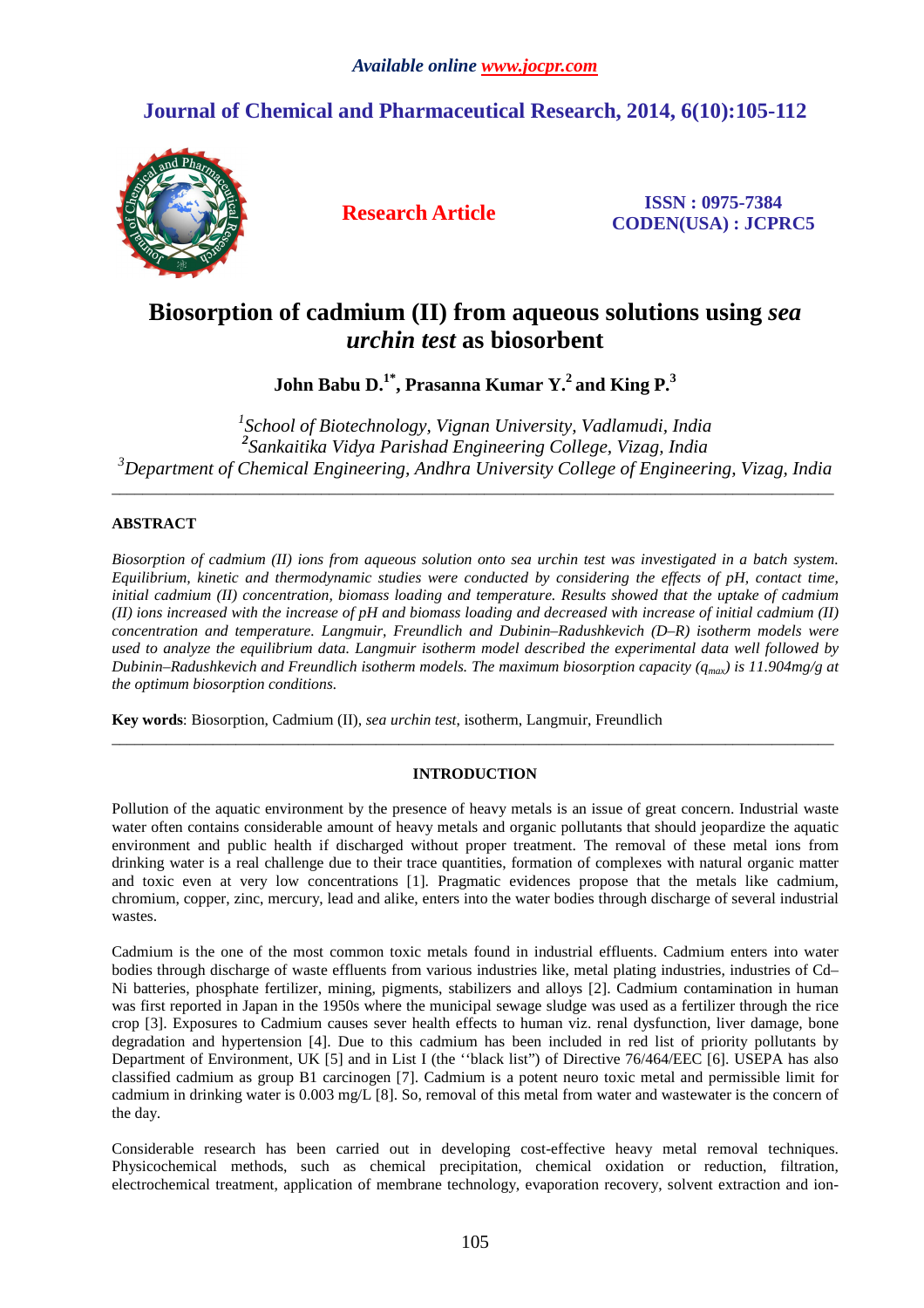# Biosorption of cadmium (II) from aqueous solutions using *sea urchin test* as biosorbent

**John Babu D.[1*], Prasanna Kumar Y.[2] and King P.[3]**

*[1]School of Biotechnology, Vignan University, Vadlamudi, India*
*[2]Sankaitika Vidya Parishad Engineering College, Vizag, India*
*[3]Department of Chemical Engineering, Andhra University College of Engineering, Vizag, India*

---

## ABSTRACT

*Biosorption of cadmium (II) ions from aqueous solution onto sea urchin test was investigated in a batch system. Equilibrium, kinetic and thermodynamic studies were conducted by considering the effects of pH, contact time, initial cadmium (II) concentration, biomass loading and temperature. Results showed that the uptake of cadmium (II) ions increased with the increase of pH and biomass loading and decreased with increase of initial cadmium (II) concentration and temperature. Langmuir, Freundlich and Dubinin–Radushkevich (D–R) isotherm models were used to analyze the equilibrium data. Langmuir isotherm model described the experimental data well followed by Dubinin–Radushkevich and Freundlich isotherm models. The maximum biosorption capacity ($q_{max}$) is 11.904mg/g at the optimum biosorption conditions.*

**Key words**: Biosorption, Cadmium (II), *sea urchin test*, isotherm, Langmuir, Freundlich

---

## INTRODUCTION

Pollution of the aquatic environment by the presence of heavy metals is an issue of great concern. Industrial waste water often contains considerable amount of heavy metals and organic pollutants that should jeopardize the aquatic environment and public health if discharged without proper treatment. The removal of these metal ions from drinking water is a real challenge due to their trace quantities, formation of complexes with natural organic matter and toxic even at very low concentrations [1]. Pragmatic evidences propose that the metals like cadmium, chromium, copper, zinc, mercury, lead and alike, enters into the water bodies through discharge of several industrial wastes.

Cadmium is the one of the most common toxic metals found in industrial effluents. Cadmium enters into water bodies through discharge of waste effluents from various industries like, metal plating industries, industries of Cd–Ni batteries, phosphate fertilizer, mining, pigments, stabilizers and alloys [2]. Cadmium contamination in human was first reported in Japan in the 1950s where the municipal sewage sludge was used as a fertilizer through the rice crop [3]. Exposures to Cadmium causes sever health effects to human viz. renal dysfunction, liver damage, bone degradation and hypertension [4]. Due to this cadmium has been included in red list of priority pollutants by Department of Environment, UK [5] and in List I (the ''black list") of Directive 76/464/EEC [6]. USEPA has also classified cadmium as group B1 carcinogen [7]. Cadmium is a potent neuro toxic metal and permissible limit for cadmium in drinking water is 0.003 mg/L [8]. So, removal of this metal from water and wastewater is the concern of the day.

Considerable research has been carried out in developing cost-effective heavy metal removal techniques. Physicochemical methods, such as chemical precipitation, chemical oxidation or reduction, filtration, electrochemical treatment, application of membrane technology, evaporation recovery, solvent extraction and ion-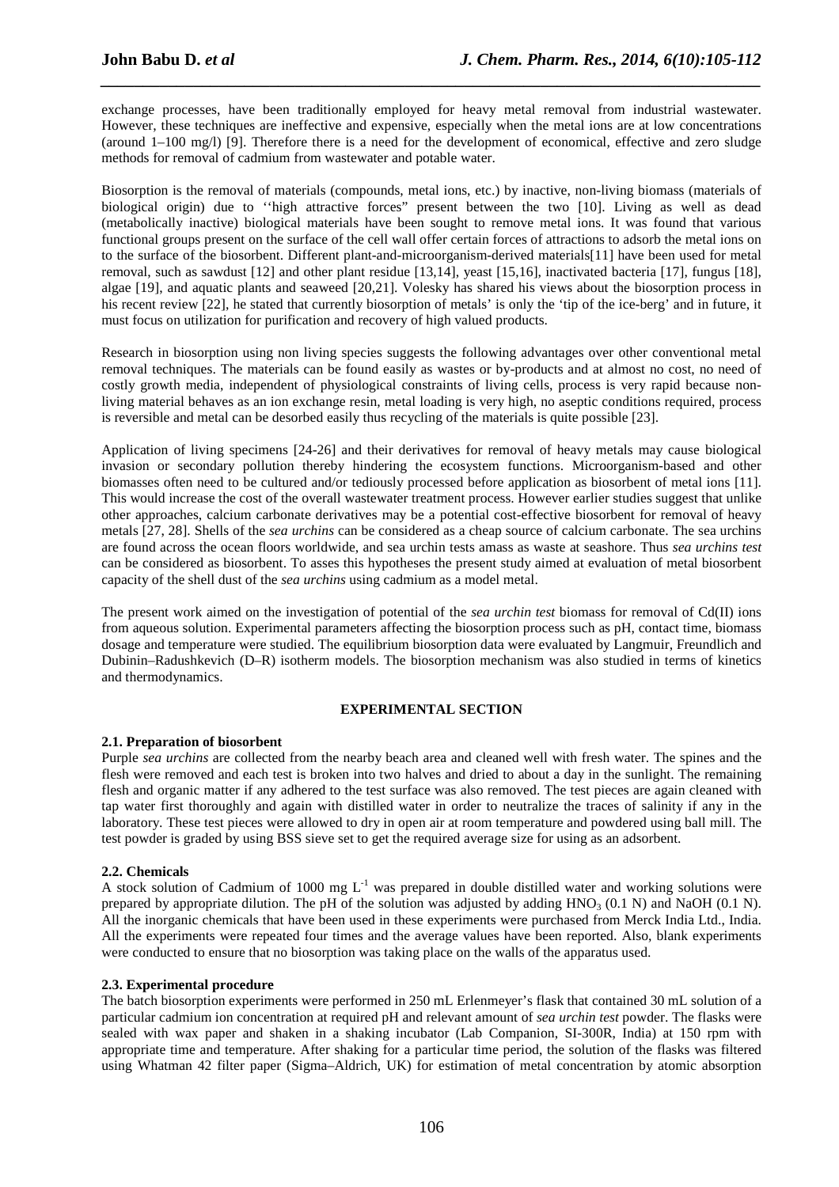exchange processes, have been traditionally employed for heavy metal removal from industrial wastewater. However, these techniques are ineffective and expensive, especially when the metal ions are at low concentrations (around 1–100 mg/l) [9]. Therefore there is a need for the development of economical, effective and zero sludge methods for removal of cadmium from wastewater and potable water.

Biosorption is the removal of materials (compounds, metal ions, etc.) by inactive, non-living biomass (materials of biological origin) due to ''high attractive forces" present between the two [10]. Living as well as dead (metabolically inactive) biological materials have been sought to remove metal ions. It was found that various functional groups present on the surface of the cell wall offer certain forces of attractions to adsorb the metal ions on to the surface of the biosorbent. Different plant-and-microorganism-derived materials[11] have been used for metal removal, such as sawdust [12] and other plant residue [13,14], yeast [15,16], inactivated bacteria [17], fungus [18], algae [19], and aquatic plants and seaweed [20,21]. Volesky has shared his views about the biosorption process in his recent review [22], he stated that currently biosorption of metals' is only the 'tip of the ice-berg' and in future, it must focus on utilization for purification and recovery of high valued products.

Research in biosorption using non living species suggests the following advantages over other conventional metal removal techniques. The materials can be found easily as wastes or by-products and at almost no cost, no need of costly growth media, independent of physiological constraints of living cells, process is very rapid because non-living material behaves as an ion exchange resin, metal loading is very high, no aseptic conditions required, process is reversible and metal can be desorbed easily thus recycling of the materials is quite possible [23].

Application of living specimens [24-26] and their derivatives for removal of heavy metals may cause biological invasion or secondary pollution thereby hindering the ecosystem functions. Microorganism-based and other biomasses often need to be cultured and/or tediously processed before application as biosorbent of metal ions [11]. This would increase the cost of the overall wastewater treatment process. However earlier studies suggest that unlike other approaches, calcium carbonate derivatives may be a potential cost-effective biosorbent for removal of heavy metals [27, 28]. Shells of the *sea urchins* can be considered as a cheap source of calcium carbonate. The sea urchins are found across the ocean floors worldwide, and sea urchin tests amass as waste at seashore. Thus *sea urchins test* can be considered as biosorbent. To asses this hypotheses the present study aimed at evaluation of metal biosorbent capacity of the shell dust of the *sea urchins* using cadmium as a model metal.

The present work aimed on the investigation of potential of the *sea urchin test* biomass for removal of Cd(II) ions from aqueous solution. Experimental parameters affecting the biosorption process such as pH, contact time, biomass dosage and temperature were studied. The equilibrium biosorption data were evaluated by Langmuir, Freundlich and Dubinin–Radushkevich (D–R) isotherm models. The biosorption mechanism was also studied in terms of kinetics and thermodynamics.

## EXPERIMENTAL SECTION

### 2.1. Preparation of biosorbent

Purple *sea urchins* are collected from the nearby beach area and cleaned well with fresh water. The spines and the flesh were removed and each test is broken into two halves and dried to about a day in the sunlight. The remaining flesh and organic matter if any adhered to the test surface was also removed. The test pieces are again cleaned with tap water first thoroughly and again with distilled water in order to neutralize the traces of salinity if any in the laboratory. These test pieces were allowed to dry in open air at room temperature and powdered using ball mill. The test powder is graded by using BSS sieve set to get the required average size for using as an adsorbent.

### 2.2. Chemicals

A stock solution of Cadmium of 1000 mg $L^{-1}$ was prepared in double distilled water and working solutions were prepared by appropriate dilution. The pH of the solution was adjusted by adding $HNO_3$ (0.1 N) and NaOH (0.1 N). All the inorganic chemicals that have been used in these experiments were purchased from Merck India Ltd., India. All the experiments were repeated four times and the average values have been reported. Also, blank experiments were conducted to ensure that no biosorption was taking place on the walls of the apparatus used.

### 2.3. Experimental procedure

The batch biosorption experiments were performed in 250 mL Erlenmeyer's flask that contained 30 mL solution of a particular cadmium ion concentration at required pH and relevant amount of *sea urchin test* powder. The flasks were sealed with wax paper and shaken in a shaking incubator (Lab Companion, SI-300R, India) at 150 rpm with appropriate time and temperature. After shaking for a particular time period, the solution of the flasks was filtered using Whatman 42 filter paper (Sigma–Aldrich, UK) for estimation of metal concentration by atomic absorption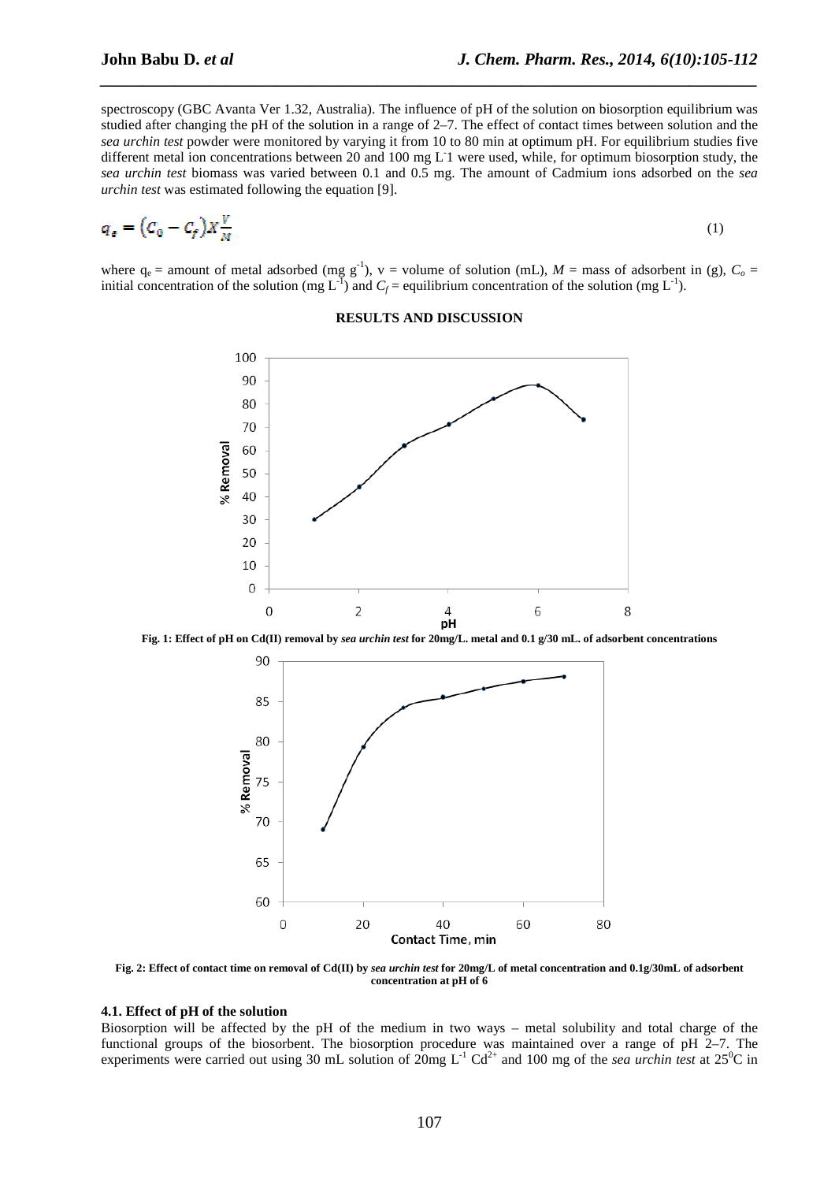spectroscopy (GBC Avanta Ver 1.32, Australia). The influence of pH of the solution on biosorption equilibrium was studied after changing the pH of the solution in a range of 2–7. The effect of contact times between solution and the *sea urchin test* powder were monitored by varying it from 10 to 80 min at optimum pH. For equilibrium studies five different metal ion concentrations between 20 and 100 mg $L^{-1}$ were used, while, for optimum biosorption study, the *sea urchin test* biomass was varied between 0.1 and 0.5 mg. The amount of Cadmium ions adsorbed on the *sea urchin test* was estimated following the equation [9].

$$q_e = (C_0 - C_f) X \frac{V}{M} \quad (1)$$

where $q_e$ = amount of metal adsorbed (mg $g^{-1}$), v = volume of solution (mL), $M$ = mass of adsorbent in (g), $C_o$ = initial concentration of the solution (mg $L^{-1}$) and $C_f$ = equilibrium concentration of the solution (mg $L^{-1}$).

## RESULTS AND DISCUSSION

**Fig. 1: Effect of pH on Cd(II) removal by *sea urchin test* for 20mg/L. metal and 0.1 g/30 mL. of adsorbent concentrations**

**Fig. 2: Effect of contact time on removal of Cd(II) by *sea urchin test* for 20mg/L of metal concentration and 0.1g/30mL of adsorbent concentration at pH of 6**

### 4.1. Effect of pH of the solution

Biosorption will be affected by the pH of the medium in two ways – metal solubility and total charge of the functional groups of the biosorbent. The biosorption procedure was maintained over a range of pH 2–7. The experiments were carried out using 30 mL solution of 20mg $L^{-1}$ $Cd^{2+}$ and 100 mg of the *sea urchin test* at 25$^0$C in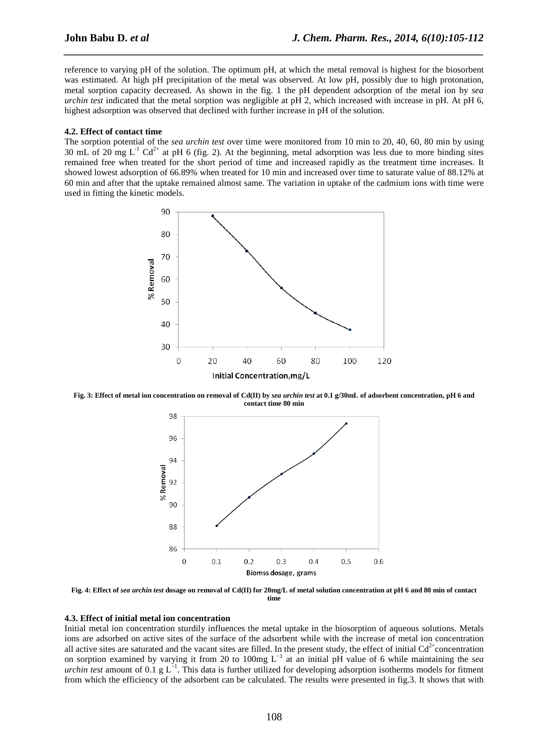reference to varying pH of the solution. The optimum pH, at which the metal removal is highest for the biosorbent was estimated. At high pH precipitation of the metal was observed. At low pH, possibly due to high protonation, metal sorption capacity decreased. As shown in the fig. 1 the pH dependent adsorption of the metal ion by *sea urchin test* indicated that the metal sorption was negligible at pH 2, which increased with increase in pH. At pH 6, highest adsorption was observed that declined with further increase in pH of the solution.

#### 4.2. Effect of contact time

The sorption potential of the *sea urchin test* over time were monitored from 10 min to 20, 40, 60, 80 min by using 30 mL of 20 mg $L^{-1}$ $Cd^{2+}$ at pH 6 (fig. 2). At the beginning, metal adsorption was less due to more binding sites remained free when treated for the short period of time and increased rapidly as the treatment time increases. It showed lowest adsorption of 66.89% when treated for 10 min and increased over time to saturate value of 88.12% at 60 min and after that the uptake remained almost same. The variation in uptake of the cadmium ions with time were used in fitting the kinetic models.

**Fig. 3: Effect of metal ion concentration on removal of Cd(II) by *sea urchin test* at 0.1 g/30mL of adsorbent concentration, pH 6 and contact time 80 min**

**Fig. 4: Effect of *sea urchin test* dosage on removal of Cd(II) for 20mg/L of metal solution concentration at pH 6 and 80 min of contact time**

#### 4.3. Effect of initial metal ion concentration

Initial metal ion concentration sturdily influences the metal uptake in the biosorption of aqueous solutions. Metals ions are adsorbed on active sites of the surface of the adsorbent while with the increase of metal ion concentration all active sites are saturated and the vacant sites are filled. In the present study, the effect of initial $Cd^{2+}$concentration on sorption examined by varying it from 20 to 100mg $L^{-1}$ at an initial pH value of 6 while maintaining the *sea urchin test* amount of 0.1 g $L^{-1}$. This data is further utilized for developing adsorption isotherms models for fitment from which the efficiency of the adsorbent can be calculated. The results were presented in fig.3. It shows that with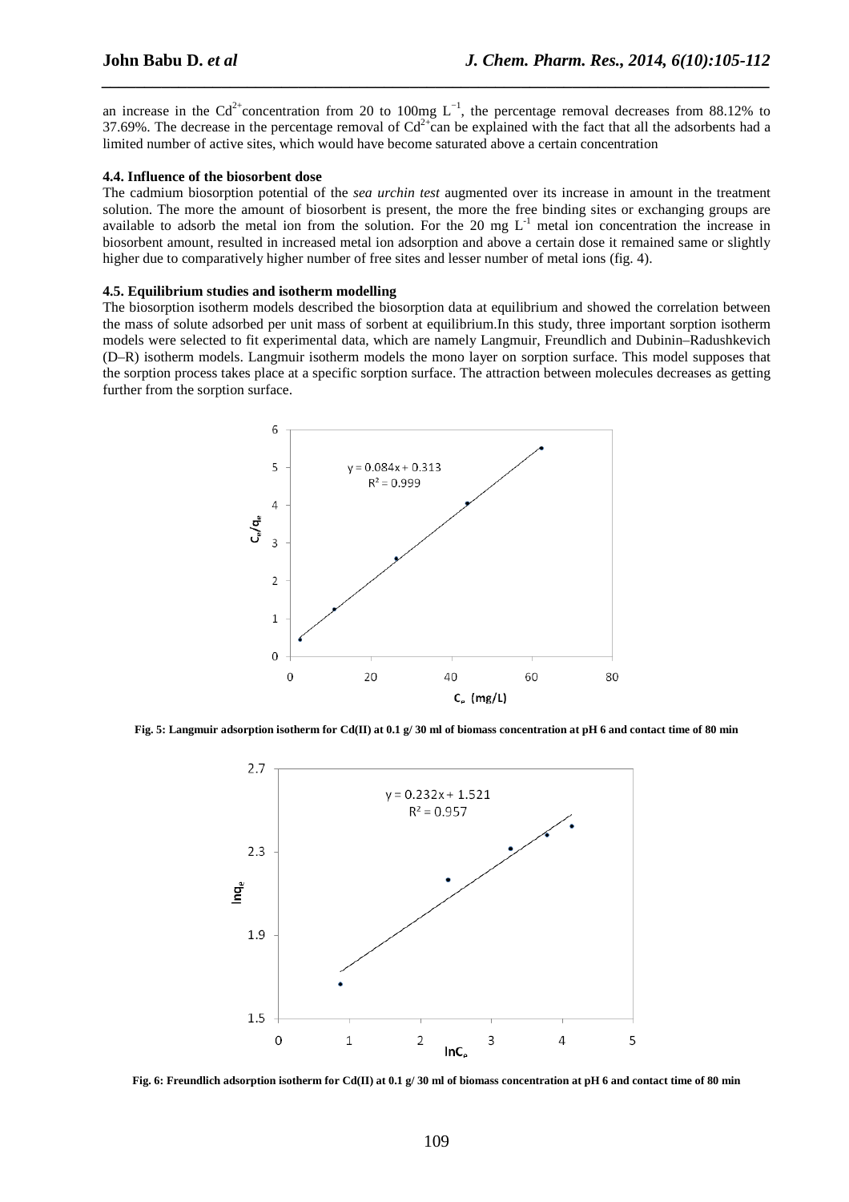an increase in the $Cd^{2+}$ concentration from 20 to 100mg $L^{-1}$, the percentage removal decreases from 88.12% to 37.69%. The decrease in the percentage removal of $Cd^{2+}$ can be explained with the fact that all the adsorbents had a limited number of active sites, which would have become saturated above a certain concentration

#### 4.4. Influence of the biosorbent dose

The cadmium biosorption potential of the *sea urchin test* augmented over its increase in amount in the treatment solution. The more the amount of biosorbent is present, the more the free binding sites or exchanging groups are available to adsorb the metal ion from the solution. For the 20 mg $L^{-1}$ metal ion concentration the increase in biosorbent amount, resulted in increased metal ion adsorption and above a certain dose it remained same or slightly higher due to comparatively higher number of free sites and lesser number of metal ions (fig. 4).

#### 4.5. Equilibrium studies and isotherm modelling

The biosorption isotherm models described the biosorption data at equilibrium and showed the correlation between the mass of solute adsorbed per unit mass of sorbent at equilibrium.In this study, three important sorption isotherm models were selected to fit experimental data, which are namely Langmuir, Freundlich and Dubinin–Radushkevich (D–R) isotherm models. Langmuir isotherm models the mono layer on sorption surface. This model supposes that the sorption process takes place at a specific sorption surface. The attraction between molecules decreases as getting further from the sorption surface.

**Fig. 5: Langmuir adsorption isotherm for Cd(II) at 0.1 g/ 30 ml of biomass concentration at pH 6 and contact time of 80 min**

**Fig. 6: Freundlich adsorption isotherm for Cd(II) at 0.1 g/ 30 ml of biomass concentration at pH 6 and contact time of 80 min**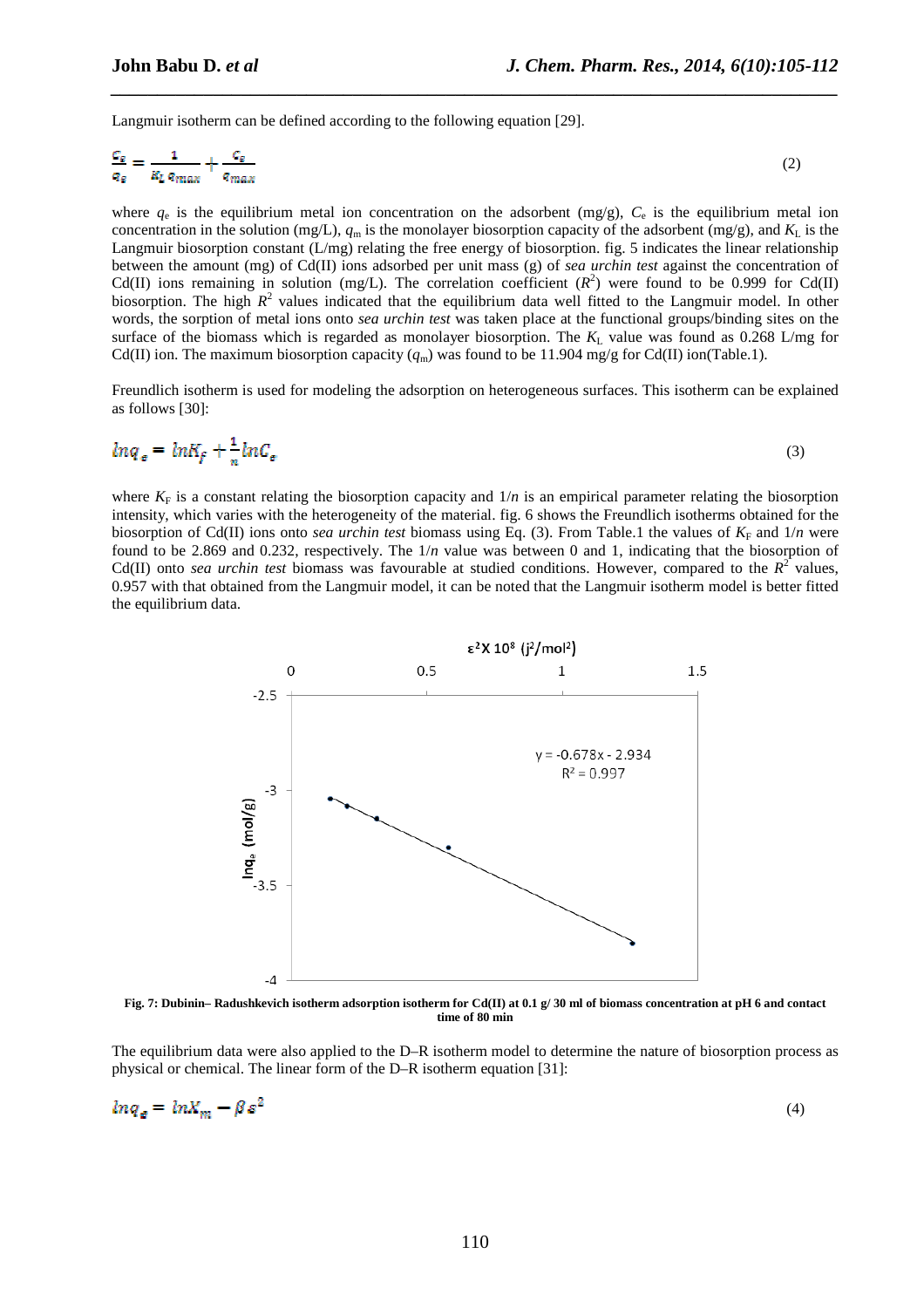Langmuir isotherm can be defined according to the following equation [29].

$$\frac{C_e}{q_e} = \frac{1}{K_L\, q_{max}} + \frac{C_e}{q_{max}} \quad (2)$$

where $q_e$ is the equilibrium metal ion concentration on the adsorbent (mg/g), $C_e$ is the equilibrium metal ion concentration in the solution (mg/L), $q_m$ is the monolayer biosorption capacity of the adsorbent (mg/g), and $K_L$ is the Langmuir biosorption constant (L/mg) relating the free energy of biosorption. fig. 5 indicates the linear relationship between the amount (mg) of Cd(II) ions adsorbed per unit mass (g) of *sea urchin test* against the concentration of Cd(II) ions remaining in solution (mg/L). The correlation coefficient ($R^2$) were found to be 0.999 for Cd(II) biosorption. The high $R^2$ values indicated that the equilibrium data well fitted to the Langmuir model. In other words, the sorption of metal ions onto *sea urchin test* was taken place at the functional groups/binding sites on the surface of the biomass which is regarded as monolayer biosorption. The $K_L$ value was found as 0.268 L/mg for Cd(II) ion. The maximum biosorption capacity ($q_m$) was found to be 11.904 mg/g for Cd(II) ion(Table.1).

Freundlich isotherm is used for modeling the adsorption on heterogeneous surfaces. This isotherm can be explained as follows [30]:

$$\ln q_e = \ln K_f + \frac{1}{n} \ln C_e \quad (3)$$

where $K_F$ is a constant relating the biosorption capacity and $1/n$ is an empirical parameter relating the biosorption intensity, which varies with the heterogeneity of the material. fig. 6 shows the Freundlich isotherms obtained for the biosorption of Cd(II) ions onto *sea urchin test* biomass using Eq. (3). From Table.1 the values of $K_F$ and $1/n$ were found to be 2.869 and 0.232, respectively. The $1/n$ value was between 0 and 1, indicating that the biosorption of Cd(II) onto *sea urchin test* biomass was favourable at studied conditions. However, compared to the $R^2$ values, 0.957 with that obtained from the Langmuir model, it can be noted that the Langmuir isotherm model is better fitted the equilibrium data.

**Fig. 7: Dubinin– Radushkevich isotherm adsorption isotherm for Cd(II) at 0.1 g/ 30 ml of biomass concentration at pH 6 and contact time of 80 min**

The equilibrium data were also applied to the D–R isotherm model to determine the nature of biosorption process as physical or chemical. The linear form of the D–R isotherm equation [31]:

$$\ln q_e = \ln X_m - \beta \varepsilon^2 \quad (4)$$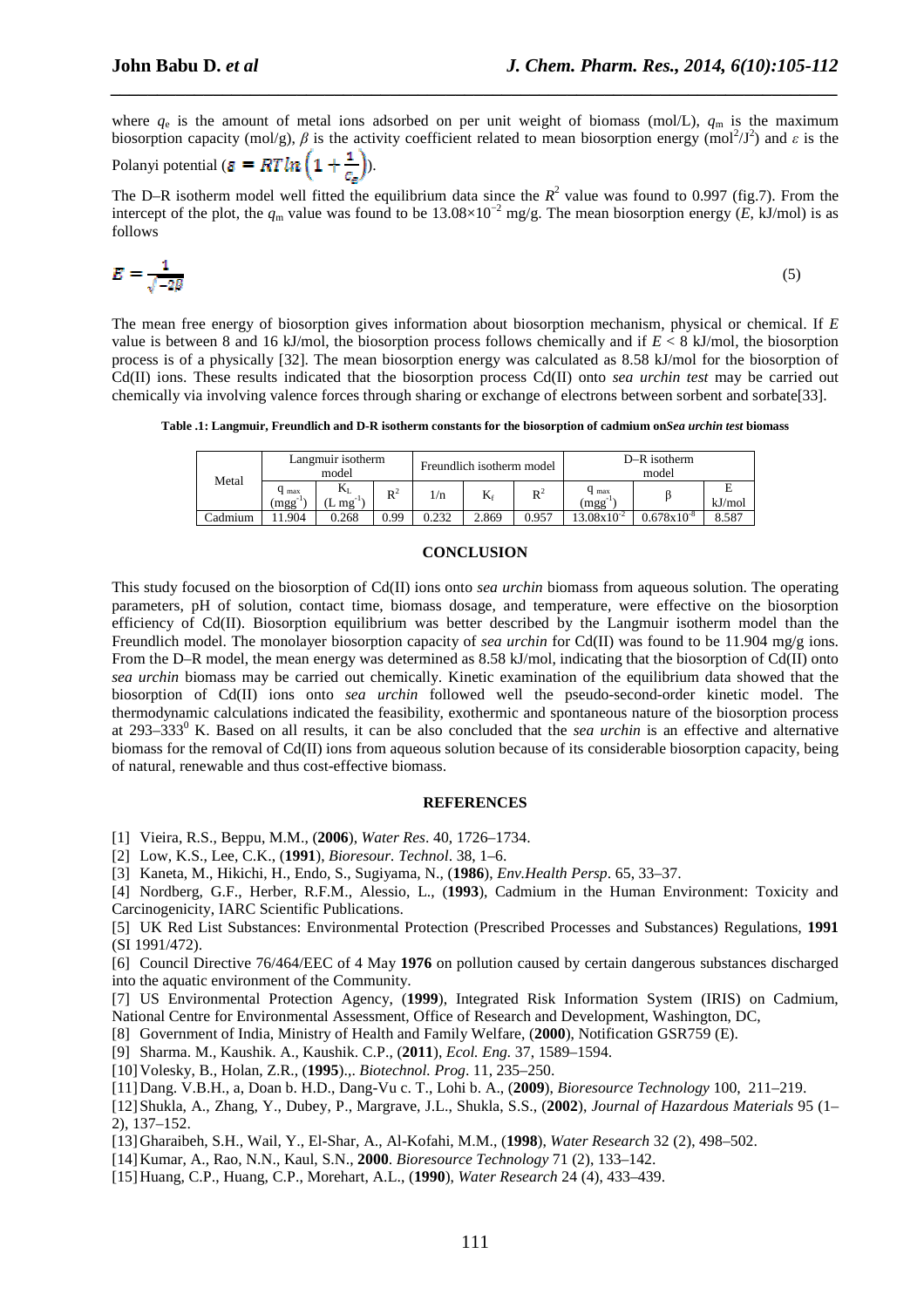where $q_e$ is the amount of metal ions adsorbed on per unit weight of biomass (mol/L), $q_m$ is the maximum biosorption capacity (mol/g), $\beta$ is the activity coefficient related to mean biosorption energy (mol$^2$/J$^2$) and $\varepsilon$ is the Polanyi potential ($\varepsilon = RT\ln\left(1+\frac{1}{C_e}\right)$).

The D–R isotherm model well fitted the equilibrium data since the $R^2$ value was found to 0.997 (fig.7). From the intercept of the plot, the $q_m$ value was found to be $13.08\times10^{-2}$ mg/g. The mean biosorption energy ($E$, kJ/mol) is as follows

$$E = \frac{1}{\sqrt{-2\beta}} \tag{5}$$

The mean free energy of biosorption gives information about biosorption mechanism, physical or chemical. If $E$ value is between 8 and 16 kJ/mol, the biosorption process follows chemically and if $E < 8$ kJ/mol, the biosorption process is of a physically [32]. The mean biosorption energy was calculated as 8.58 kJ/mol for the biosorption of Cd(II) ions. These results indicated that the biosorption process Cd(II) onto *sea urchin test* may be carried out chemically via involving valence forces through sharing or exchange of electrons between sorbent and sorbate[33].

**Table .1: Langmuir, Freundlich and D-R isotherm constants for the biosorption of cadmium on*Sea urchin test* biomass**

| Metal | Langmuir isotherm model | | | Freundlich isotherm model | | | D–R isotherm model | | |
|---|---|---|---|---|---|---|---|---|---|
| | $q_{max}$ (mgg$^{-1}$) | $K_L$ (L mg$^{-1}$) | $R^2$ | 1/n | $K_f$ | $R^2$ | $q_{max}$ (mgg$^{-1}$) | $\beta$ | E kJ/mol |
| Cadmium | 11.904 | 0.268 | 0.99 | 0.232 | 2.869 | 0.957 | $13.08\times10^{-2}$ | $0.678\times10^{-8}$ | 8.587 |

## CONCLUSION

This study focused on the biosorption of Cd(II) ions onto *sea urchin* biomass from aqueous solution. The operating parameters, pH of solution, contact time, biomass dosage, and temperature, were effective on the biosorption efficiency of Cd(II). Biosorption equilibrium was better described by the Langmuir isotherm model than the Freundlich model. The monolayer biosorption capacity of *sea urchin* for Cd(II) was found to be 11.904 mg/g ions. From the D–R model, the mean energy was determined as 8.58 kJ/mol, indicating that the biosorption of Cd(II) onto *sea urchin* biomass may be carried out chemically. Kinetic examination of the equilibrium data showed that the biosorption of Cd(II) ions onto *sea urchin* followed well the pseudo-second-order kinetic model. The thermodynamic calculations indicated the feasibility, exothermic and spontaneous nature of the biosorption process at 293–333$^0$ K. Based on all results, it can be also concluded that the *sea urchin* is an effective and alternative biomass for the removal of Cd(II) ions from aqueous solution because of its considerable biosorption capacity, being of natural, renewable and thus cost-effective biomass.

## REFERENCES

[1] Vieira, R.S., Beppu, M.M., (**2006**), *Water Res*. 40, 1726–1734.

[2] Low, K.S., Lee, C.K., (**1991**), *Bioresour. Technol*. 38, 1–6.

[3] Kaneta, M., Hikichi, H., Endo, S., Sugiyama, N., (**1986**), *Env.Health Persp*. 65, 33–37.

[4] Nordberg, G.F., Herber, R.F.M., Alessio, L., (**1993**), Cadmium in the Human Environment: Toxicity and Carcinogenicity, IARC Scientific Publications.

[5] UK Red List Substances: Environmental Protection (Prescribed Processes and Substances) Regulations, **1991** (SI 1991/472).

[6] Council Directive 76/464/EEC of 4 May **1976** on pollution caused by certain dangerous substances discharged into the aquatic environment of the Community.

[7] US Environmental Protection Agency, (**1999**), Integrated Risk Information System (IRIS) on Cadmium, National Centre for Environmental Assessment, Office of Research and Development, Washington, DC,

[8] Government of India, Ministry of Health and Family Welfare, (**2000**), Notification GSR759 (E).

[9] Sharma. M., Kaushik. A., Kaushik. C.P., (**2011**), *Ecol. Eng*. 37, 1589–1594.

[10] Volesky, B., Holan, Z.R., (**1995**).,. *Biotechnol. Prog*. 11, 235–250.

[11] Dang. V.B.H., a, Doan b. H.D., Dang-Vu c. T., Lohi b. A., (**2009**), *Bioresource Technology* 100, 211–219.

[12] Shukla, A., Zhang, Y., Dubey, P., Margrave, J.L., Shukla, S.S., (**2002**), *Journal of Hazardous Materials* 95 (1–2), 137–152.

[13] Gharaibeh, S.H., Wail, Y., El-Shar, A., Al-Kofahi, M.M., (**1998**), *Water Research* 32 (2), 498–502.

[14] Kumar, A., Rao, N.N., Kaul, S.N., **2000**. *Bioresource Technology* 71 (2), 133–142.

[15] Huang, C.P., Huang, C.P., Morehart, A.L., (**1990**), *Water Research* 24 (4), 433–439.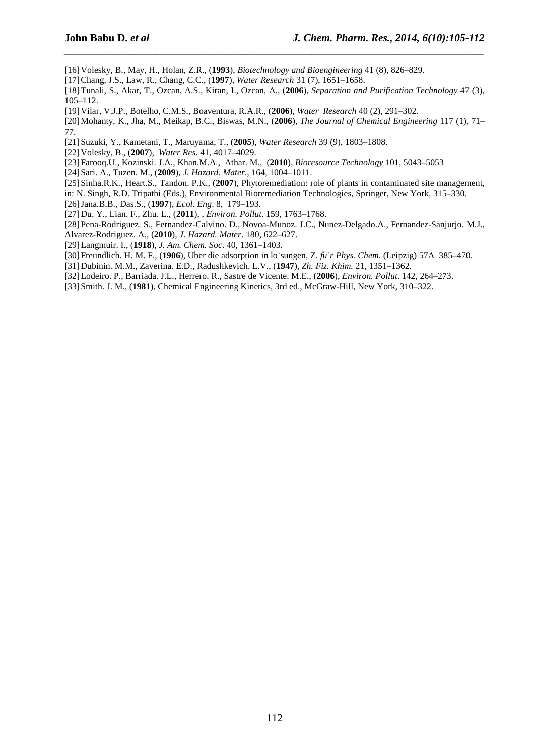[16] Volesky, B., May, H., Holan, Z.R., (**1993**), *Biotechnology and Bioengineering* 41 (8), 826–829.

[17] Chang, J.S., Law, R., Chang, C.C., (**1997**), *Water Research* 31 (7), 1651–1658.

[18] Tunali, S., Akar, T., Ozcan, A.S., Kiran, I., Ozcan, A., (**2006**), *Separation and Purification Technology* 47 (3), 105–112.

[19] Vilar, V.J.P., Botelho, C.M.S., Boaventura, R.A.R., (**2006**), *Water Research* 40 (2), 291–302.

[20] Mohanty, K., Jha, M., Meikap, B.C., Biswas, M.N., (**2006**), *The Journal of Chemical Engineering* 117 (1), 71–77.

[21] Suzuki, Y., Kametani, T., Maruyama, T., (**2005**), *Water Research* 39 (9), 1803–1808.

[22] Volesky, B., (**2007**), *Water Res.* 41, 4017–4029.

[23] Farooq.U., Kozinski. J.A., Khan.M.A., Athar. M., (**2010**), *Bioresource Technology* 101, 5043–5053

[24] Sari. A., Tuzen. M., (**2009**), *J. Hazard. Mater.*, 164, 1004–1011.

[25] Sinha.R.K., Heart.S., Tandon. P.K., (**2007**), Phytoremediation: role of plants in contaminated site management, in: N. Singh, R.D. Tripathi (Eds.), Environmental Bioremediation Technologies, Springer, New York, 315–330.

[26] Jana.B.B., Das.S., (**1997**), *Ecol. Eng*. 8, 179–193.

[27] Du. Y., Lian. F., Zhu. L., (**2011**), , *Environ. Pollut*. 159, 1763–1768.

[28] Pena-Rodriguez. S., Fernandez-Calvino. D., Novoa-Munoz. J.C., Nunez-Delgado.A., Fernandez-Sanjurjo. M.J., Alvarez-Rodriguez. A., (**2010**), *J. Hazard. Mater*. 180, 622–627.

[29] Langmuir. I., (**1918**), *J. Am. Chem. Soc*. 40, 1361–1403.

[30] Freundlich. H. M. F., (**1906**), Uber die adsorption in lo¨sungen, Z. *fu¨r Phys. Chem*. (Leipzig) 57A 385–470.

[31] Dubinin. M.M., Zaverina. E.D., Radushkevich. L.V., (**1947**), *Zh. Fiz. Khim.* 21, 1351–1362.

[32] Lodeiro. P., Barriada. J.L., Herrero. R., Sastre de Vicente. M.E., (**2006**), *Environ. Pollut*. 142, 264–273.

[33] Smith. J. M., (**1981**), Chemical Engineering Kinetics, 3rd ed., McGraw-Hill, New York, 310–322.